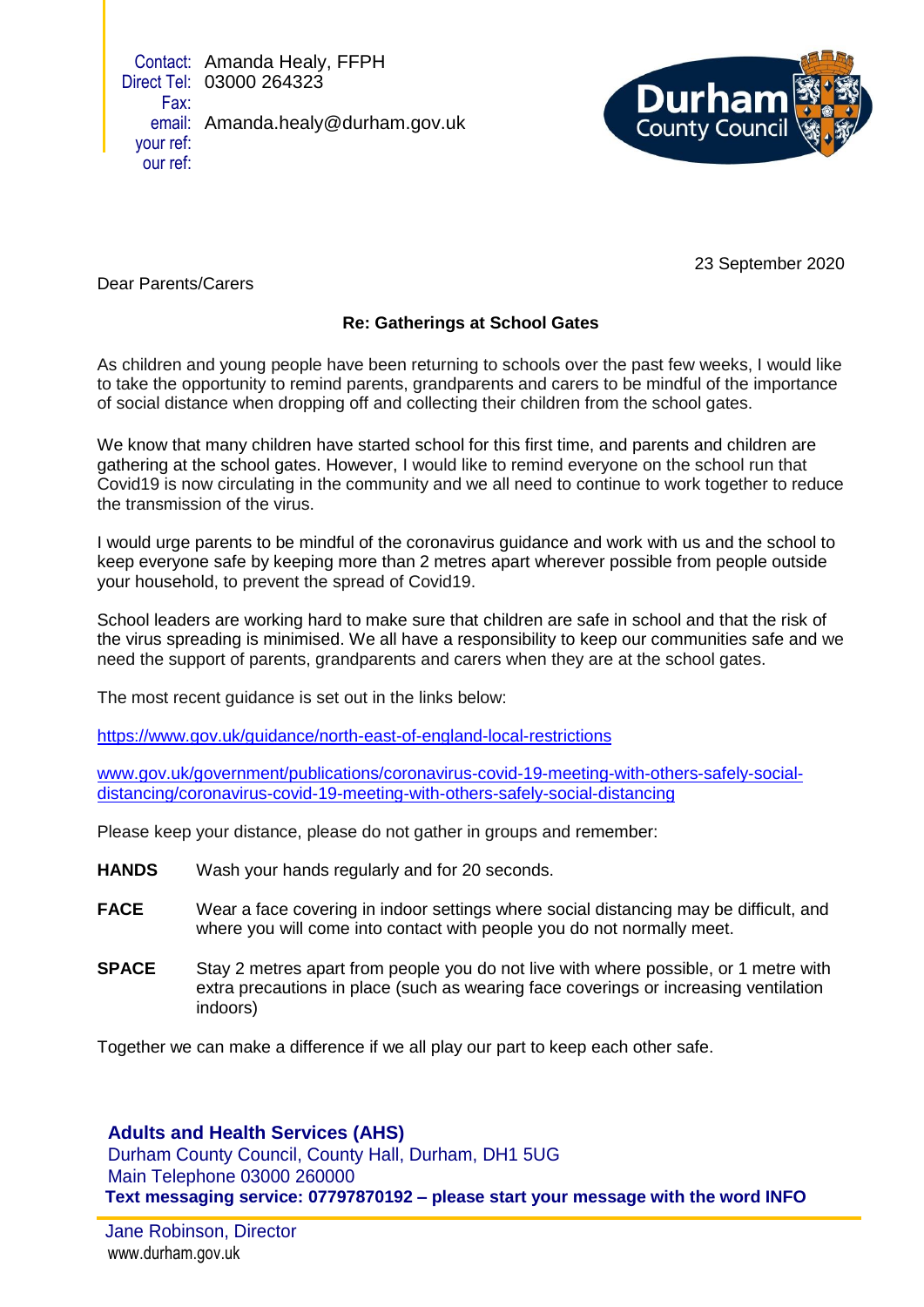Contact: Amanda Healy, FFPH
Direct Tel: 03000 264323
Fax:
email: Amanda.healy@durham.gov.uk
your ref:
our ref:

Durham County Council

23 September 2020

Dear Parents/Carers

**Re: Gatherings at School Gates**

As children and young people have been returning to schools over the past few weeks, I would like to take the opportunity to remind parents, grandparents and carers to be mindful of the importance of social distance when dropping off and collecting their children from the school gates.

We know that many children have started school for this first time, and parents and children are gathering at the school gates. However, I would like to remind everyone on the school run that Covid19 is now circulating in the community and we all need to continue to work together to reduce the transmission of the virus.

I would urge parents to be mindful of the coronavirus guidance and work with us and the school to keep everyone safe by keeping more than 2 metres apart wherever possible from people outside your household, to prevent the spread of Covid19.

School leaders are working hard to make sure that children are safe in school and that the risk of the virus spreading is minimised. We all have a responsibility to keep our communities safe and we need the support of parents, grandparents and carers when they are at the school gates.

The most recent guidance is set out in the links below:

https://www.gov.uk/guidance/north-east-of-england-local-restrictions

www.gov.uk/government/publications/coronavirus-covid-19-meeting-with-others-safely-social-distancing/coronavirus-covid-19-meeting-with-others-safely-social-distancing

Please keep your distance, please do not gather in groups and remember:

**HANDS** Wash your hands regularly and for 20 seconds.

**FACE** Wear a face covering in indoor settings where social distancing may be difficult, and where you will come into contact with people you do not normally meet.

**SPACE** Stay 2 metres apart from people you do not live with where possible, or 1 metre with extra precautions in place (such as wearing face coverings or increasing ventilation indoors)

Together we can make a difference if we all play our part to keep each other safe.

**Adults and Health Services (AHS)**
Durham County Council, County Hall, Durham, DH1 5UG
Main Telephone 03000 260000
**Text messaging service: 07797870192 – please start your message with the word INFO**

Jane Robinson, Director
www.durham.gov.uk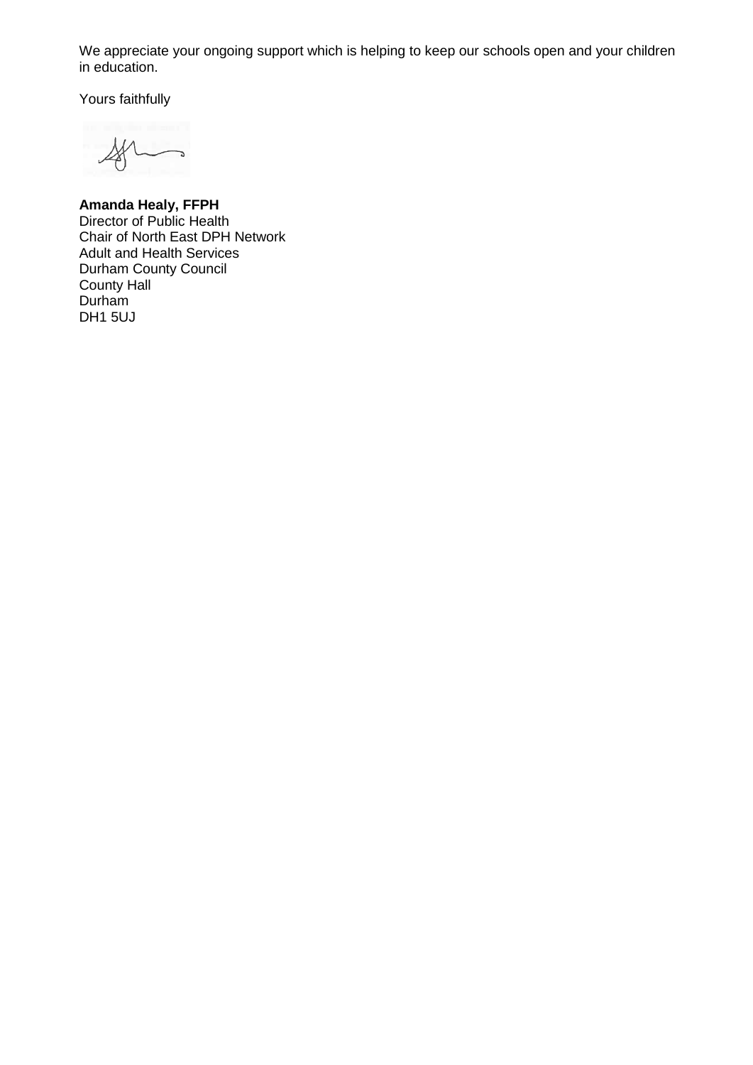We appreciate your ongoing support which is helping to keep our schools open and your children in education.

Yours faithfully

**Amanda Healy, FFPH**
Director of Public Health
Chair of North East DPH Network
Adult and Health Services
Durham County Council
County Hall
Durham
DH1 5UJ